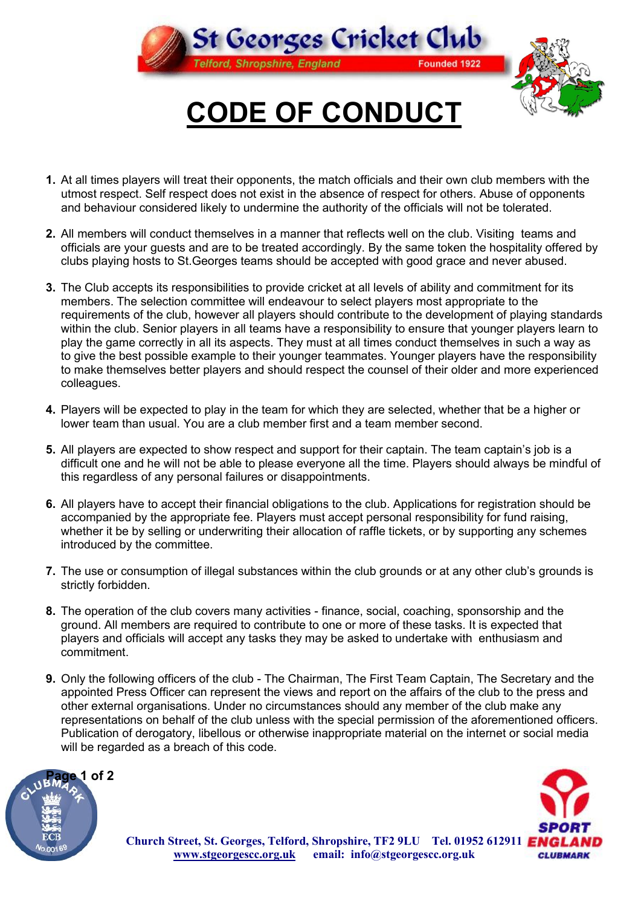St Georges Cricket Club

Telford, Shropshire, England — Founded 1922

# CODE OF CONDUCT

1. At all times players will treat their opponents, the match officials and their own club members with the utmost respect. Self respect does not exist in the absence of respect for others. Abuse of opponents and behaviour considered likely to undermine the authority of the officials will not be tolerated.

2. All members will conduct themselves in a manner that reflects well on the club. Visiting teams and officials are your guests and are to be treated accordingly. By the same token the hospitality offered by clubs playing hosts to St.Georges teams should be accepted with good grace and never abused.

3. The Club accepts its responsibilities to provide cricket at all levels of ability and commitment for its members. The selection committee will endeavour to select players most appropriate to the requirements of the club, however all players should contribute to the development of playing standards within the club. Senior players in all teams have a responsibility to ensure that younger players learn to play the game correctly in all its aspects. They must at all times conduct themselves in such a way as to give the best possible example to their younger teammates. Younger players have the responsibility to make themselves better players and should respect the counsel of their older and more experienced colleagues.

4. Players will be expected to play in the team for which they are selected, whether that be a higher or lower team than usual. You are a club member first and a team member second.

5. All players are expected to show respect and support for their captain. The team captain's job is a difficult one and he will not be able to please everyone all the time. Players should always be mindful of this regardless of any personal failures or disappointments.

6. All players have to accept their financial obligations to the club. Applications for registration should be accompanied by the appropriate fee. Players must accept personal responsibility for fund raising, whether it be by selling or underwriting their allocation of raffle tickets, or by supporting any schemes introduced by the committee.

7. The use or consumption of illegal substances within the club grounds or at any other club's grounds is strictly forbidden.

8. The operation of the club covers many activities - finance, social, coaching, sponsorship and the ground. All members are required to contribute to one or more of these tasks. It is expected that players and officials will accept any tasks they may be asked to undertake with enthusiasm and commitment.

9. Only the following officers of the club - The Chairman, The First Team Captain, The Secretary and the appointed Press Officer can represent the views and report on the affairs of the club to the press and other external organisations. Under no circumstances should any member of the club make any representations on behalf of the club unless with the special permission of the aforementioned officers. Publication of derogatory, libellous or otherwise inappropriate material on the internet or social media will be regarded as a breach of this code.

Church Street, St. Georges, Telford, Shropshire, TF2 9LU  Tel. 01952 612911
www.stgeorgescc.org.uk  email: info@stgeorgescc.org.uk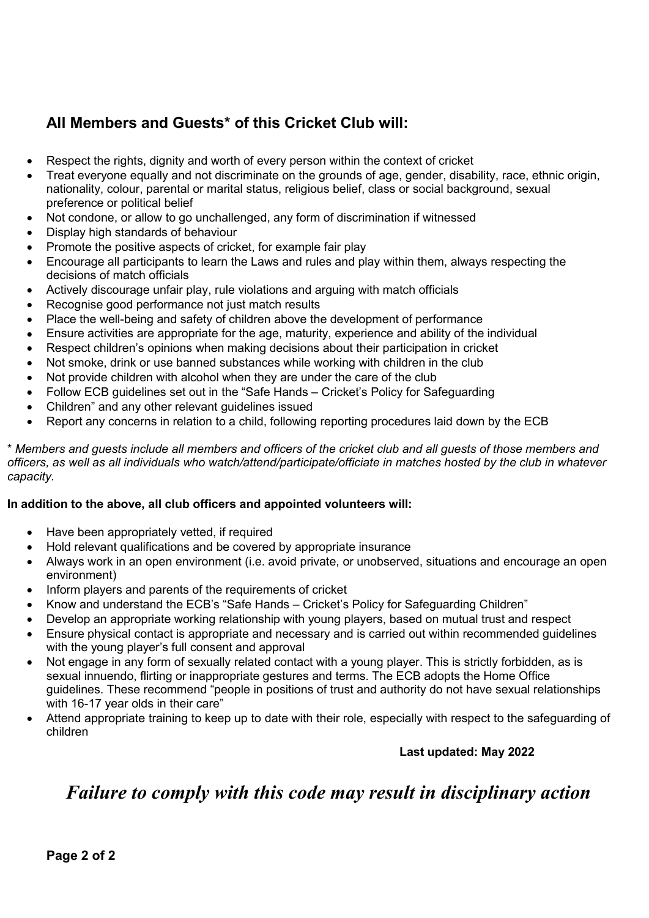## All Members and Guests* of this Cricket Club will:

- Respect the rights, dignity and worth of every person within the context of cricket
- Treat everyone equally and not discriminate on the grounds of age, gender, disability, race, ethnic origin, nationality, colour, parental or marital status, religious belief, class or social background, sexual preference or political belief
- Not condone, or allow to go unchallenged, any form of discrimination if witnessed
- Display high standards of behaviour
- Promote the positive aspects of cricket, for example fair play
- Encourage all participants to learn the Laws and rules and play within them, always respecting the decisions of match officials
- Actively discourage unfair play, rule violations and arguing with match officials
- Recognise good performance not just match results
- Place the well-being and safety of children above the development of performance
- Ensure activities are appropriate for the age, maturity, experience and ability of the individual
- Respect children's opinions when making decisions about their participation in cricket
- Not smoke, drink or use banned substances while working with children in the club
- Not provide children with alcohol when they are under the care of the club
- Follow ECB guidelines set out in the "Safe Hands – Cricket's Policy for Safeguarding
- Children" and any other relevant guidelines issued
- Report any concerns in relation to a child, following reporting procedures laid down by the ECB

*\* Members and guests include all members and officers of the cricket club and all guests of those members and officers, as well as all individuals who watch/attend/participate/officiate in matches hosted by the club in whatever capacity.*

**In addition to the above, all club officers and appointed volunteers will:**

- Have been appropriately vetted, if required
- Hold relevant qualifications and be covered by appropriate insurance
- Always work in an open environment (i.e. avoid private, or unobserved, situations and encourage an open environment)
- Inform players and parents of the requirements of cricket
- Know and understand the ECB's "Safe Hands – Cricket's Policy for Safeguarding Children"
- Develop an appropriate working relationship with young players, based on mutual trust and respect
- Ensure physical contact is appropriate and necessary and is carried out within recommended guidelines with the young player's full consent and approval
- Not engage in any form of sexually related contact with a young player. This is strictly forbidden, as is sexual innuendo, flirting or inappropriate gestures and terms. The ECB adopts the Home Office guidelines. These recommend "people in positions of trust and authority do not have sexual relationships with 16-17 year olds in their care"
- Attend appropriate training to keep up to date with their role, especially with respect to the safeguarding of children

**Last updated: May 2022**

***Failure to comply with this code may result in disciplinary action***